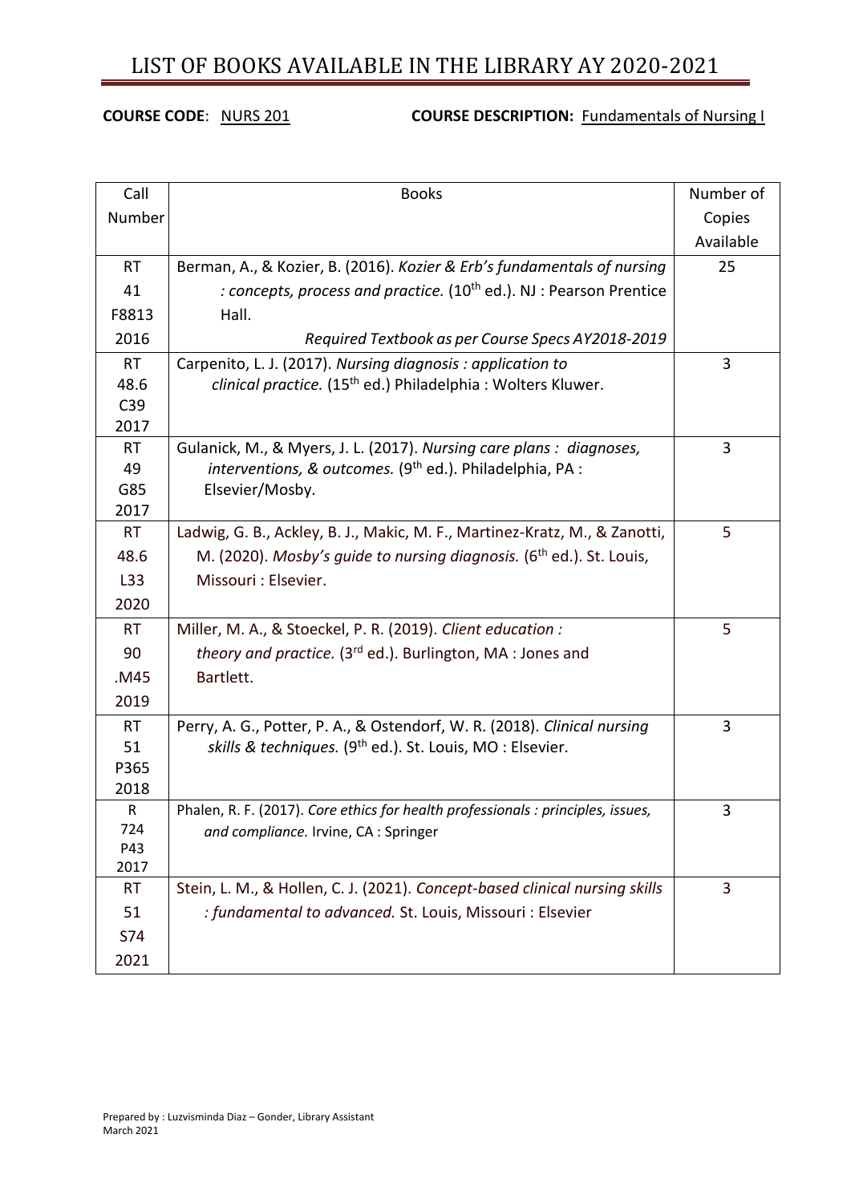# LIST OF BOOKS AVAILABLE IN THE LIBRARY AY 2020-2021

**COURSE CODE**: NURS 201 **COURSE DESCRIPTION:** Fundamentals of Nursing I

| Call Number | Books | Number of Copies Available |
|---|---|---|
| RT 41 F8813 2016 | Berman, A., & Kozier, B. (2016). *Kozier & Erb's fundamentals of nursing : concepts, process and practice.* (10th ed.). NJ : Pearson Prentice Hall. *Required Textbook as per Course Specs AY2018-2019* | 25 |
| RT 48.6 C39 2017 | Carpenito, L. J. (2017). *Nursing diagnosis : application to clinical practice.* (15th ed.) Philadelphia : Wolters Kluwer. | 3 |
| RT 49 G85 2017 | Gulanick, M., & Myers, J. L. (2017). *Nursing care plans : diagnoses, interventions, & outcomes.* (9th ed.). Philadelphia, PA : Elsevier/Mosby. | 3 |
| RT 48.6 L33 2020 | Ladwig, G. B., Ackley, B. J., Makic, M. F., Martinez-Kratz, M., & Zanotti, M. (2020). *Mosby's guide to nursing diagnosis.* (6th ed.). St. Louis, Missouri : Elsevier. | 5 |
| RT 90 .M45 2019 | Miller, M. A., & Stoeckel, P. R. (2019). *Client education : theory and practice.* (3rd ed.). Burlington, MA : Jones and Bartlett. | 5 |
| RT 51 P365 2018 | Perry, A. G., Potter, P. A., & Ostendorf, W. R. (2018). *Clinical nursing skills & techniques.* (9th ed.). St. Louis, MO : Elsevier. | 3 |
| R 724 P43 2017 | Phalen, R. F. (2017). *Core ethics for health professionals : principles, issues, and compliance.* Irvine, CA : Springer | 3 |
| RT 51 S74 2021 | Stein, L. M., & Hollen, C. J. (2021). *Concept-based clinical nursing skills : fundamental to advanced.* St. Louis, Missouri : Elsevier | 3 |

Prepared by : Luzvisminda Diaz – Gonder, Library Assistant
March 2021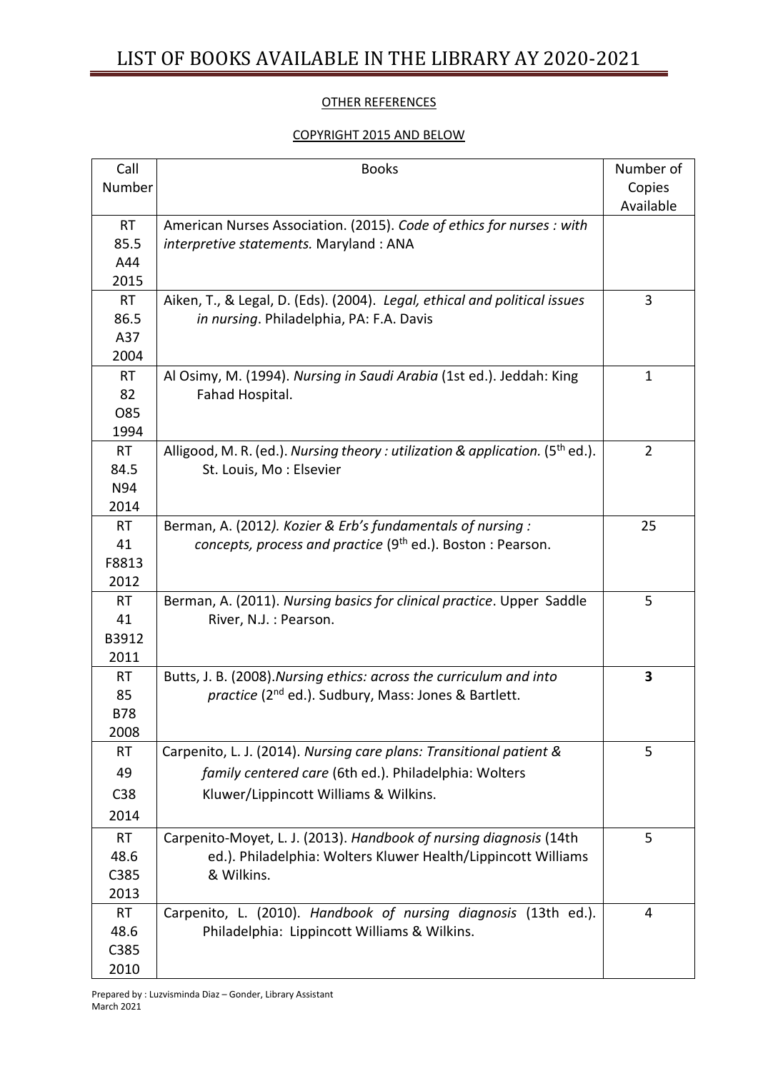# LIST OF BOOKS AVAILABLE IN THE LIBRARY AY 2020-2021

OTHER REFERENCES

COPYRIGHT 2015 AND BELOW

| Call Number | Books | Number of Copies Available |
|---|---|---|
| RT 85.5 A44 2015 | American Nurses Association. (2015). *Code of ethics for nurses : with interpretive statements.* Maryland : ANA | |
| RT 86.5 A37 2004 | Aiken, T., & Legal, D. (Eds). (2004). *Legal, ethical and political issues in nursing*. Philadelphia, PA: F.A. Davis | 3 |
| RT 82 O85 1994 | Al Osimy, M. (1994). *Nursing in Saudi Arabia* (1st ed.). Jeddah: King Fahad Hospital. | 1 |
| RT 84.5 N94 2014 | Alligood, M. R. (ed.). *Nursing theory : utilization & application.* (5th ed.). St. Louis, Mo : Elsevier | 2 |
| RT 41 F8813 2012 | Berman, A. (2012*). Kozier & Erb's fundamentals of nursing : concepts, process and practice* (9th ed.). Boston : Pearson. | 25 |
| RT 41 B3912 2011 | Berman, A. (2011). *Nursing basics for clinical practice*. Upper Saddle River, N.J. : Pearson. | 5 |
| RT 85 B78 2008 | Butts, J. B. (2008).*Nursing ethics: across the curriculum and into practice* (2nd ed.). Sudbury, Mass: Jones & Bartlett. | **3** |
| RT 49 C38 2014 | Carpenito, L. J. (2014). *Nursing care plans: Transitional patient & family centered care* (6th ed.). Philadelphia: Wolters Kluwer/Lippincott Williams & Wilkins. | 5 |
| RT 48.6 C385 2013 | Carpenito-Moyet, L. J. (2013). *Handbook of nursing diagnosis* (14th ed.). Philadelphia: Wolters Kluwer Health/Lippincott Williams & Wilkins. | 5 |
| RT 48.6 C385 2010 | Carpenito, L. (2010). *Handbook of nursing diagnosis* (13th ed.). Philadelphia: Lippincott Williams & Wilkins. | 4 |

Prepared by : Luzvisminda Diaz – Gonder, Library Assistant
March 2021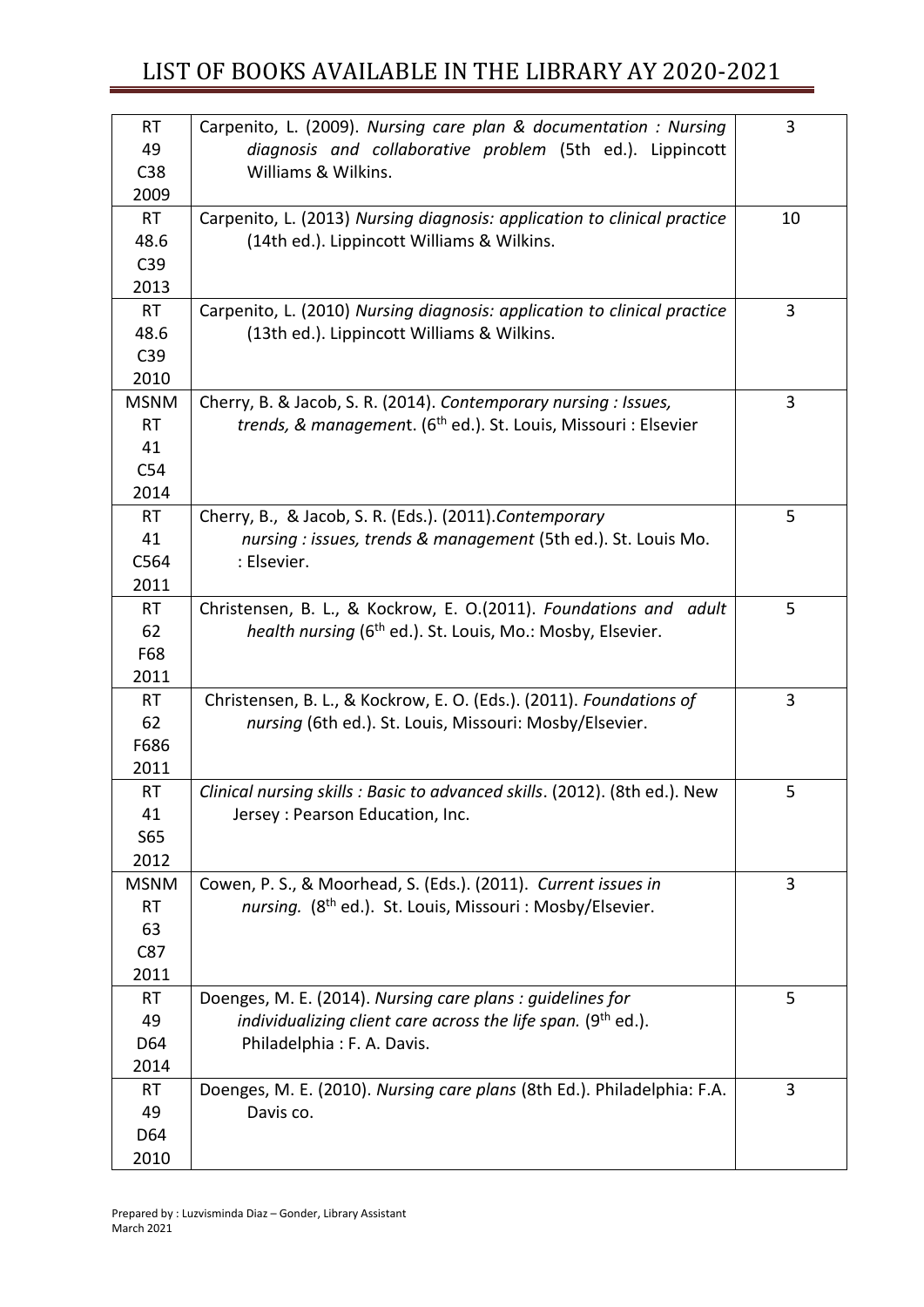# LIST OF BOOKS AVAILABLE IN THE LIBRARY AY 2020-2021

| | | |
|---|---|---|
| RT 49 C38 2009 | Carpenito, L. (2009). *Nursing care plan & documentation : Nursing diagnosis and collaborative problem* (5th ed.). Lippincott Williams & Wilkins. | 3 |
| RT 48.6 C39 2013 | Carpenito, L. (2013) *Nursing diagnosis: application to clinical practice* (14th ed.). Lippincott Williams & Wilkins. | 10 |
| RT 48.6 C39 2010 | Carpenito, L. (2010) *Nursing diagnosis: application to clinical practice* (13th ed.). Lippincott Williams & Wilkins. | 3 |
| MSNM RT 41 C54 2014 | Cherry, B. & Jacob, S. R. (2014). *Contemporary nursing : Issues, trends, & managemen*t. (6th ed.). St. Louis, Missouri : Elsevier | 3 |
| RT 41 C564 2011 | Cherry, B., & Jacob, S. R. (Eds.). (2011).*Contemporary nursing : issues, trends & management* (5th ed.). St. Louis Mo. : Elsevier. | 5 |
| RT 62 F68 2011 | Christensen, B. L., & Kockrow, E. O.(2011). *Foundations and adult health nursing* (6th ed.). St. Louis, Mo.: Mosby, Elsevier. | 5 |
| RT 62 F686 2011 | Christensen, B. L., & Kockrow, E. O. (Eds.). (2011). *Foundations of nursing* (6th ed.). St. Louis, Missouri: Mosby/Elsevier. | 3 |
| RT 41 S65 2012 | *Clinical nursing skills : Basic to advanced skills*. (2012). (8th ed.). New Jersey : Pearson Education, Inc. | 5 |
| MSNM RT 63 C87 2011 | Cowen, P. S., & Moorhead, S. (Eds.). (2011). *Current issues in nursing.* (8th ed.). St. Louis, Missouri : Mosby/Elsevier. | 3 |
| RT 49 D64 2014 | Doenges, M. E. (2014). *Nursing care plans : guidelines for individualizing client care across the life span.* (9th ed.). Philadelphia : F. A. Davis. | 5 |
| RT 49 D64 2010 | Doenges, M. E. (2010). *Nursing care plans* (8th Ed.). Philadelphia: F.A. Davis co. | 3 |

Prepared by : Luzvisminda Diaz – Gonder, Library Assistant
March 2021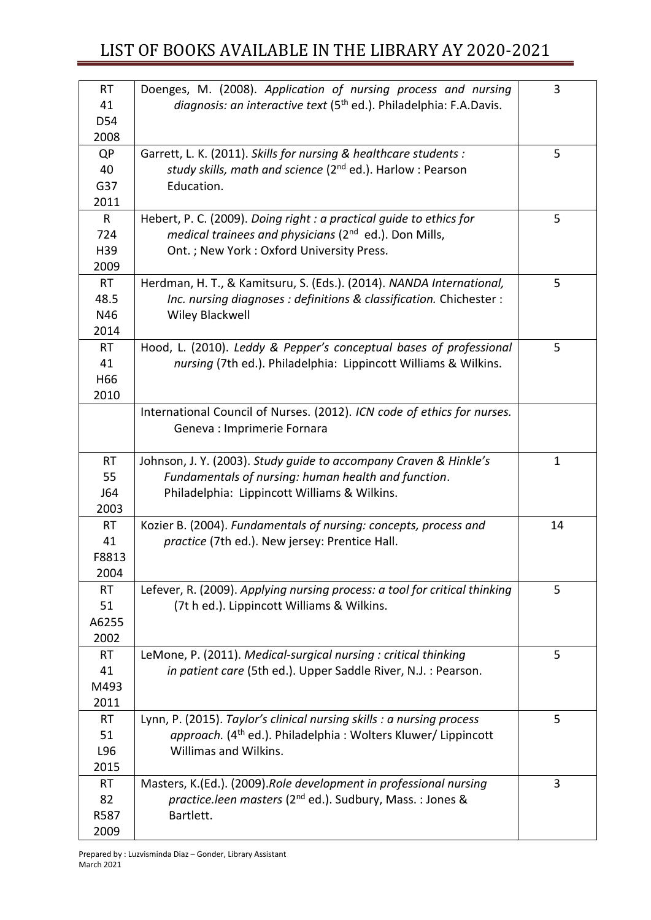# LIST OF BOOKS AVAILABLE IN THE LIBRARY AY 2020-2021

| | | |
|---|---|---|
| RT 41 D54 2008 | Doenges, M. (2008). *Application of nursing process and nursing diagnosis: an interactive text* (5th ed.). Philadelphia: F.A.Davis. | 3 |
| QP 40 G37 2011 | Garrett, L. K. (2011). *Skills for nursing & healthcare students : study skills, math and science* (2nd ed.). Harlow : Pearson Education. | 5 |
| R 724 H39 2009 | Hebert, P. C. (2009). *Doing right : a practical guide to ethics for medical trainees and physicians* (2nd ed.). Don Mills, Ont. ; New York : Oxford University Press. | 5 |
| RT 48.5 N46 2014 | Herdman, H. T., & Kamitsuru, S. (Eds.). (2014). *NANDA International, Inc. nursing diagnoses : definitions & classification.* Chichester : Wiley Blackwell | 5 |
| RT 41 H66 2010 | Hood, L. (2010). *Leddy & Pepper's conceptual bases of professional nursing* (7th ed.). Philadelphia: Lippincott Williams & Wilkins. | 5 |
| | International Council of Nurses. (2012). *ICN code of ethics for nurses.* Geneva : Imprimerie Fornara | |
| RT 55 J64 2003 | Johnson, J. Y. (2003). *Study guide to accompany Craven & Hinkle's Fundamentals of nursing: human health and function*. Philadelphia: Lippincott Williams & Wilkins. | 1 |
| RT 41 F8813 2004 | Kozier B. (2004). *Fundamentals of nursing: concepts, process and practice* (7th ed.). New jersey: Prentice Hall. | 14 |
| RT 51 A6255 2002 | Lefever, R. (2009). *Applying nursing process: a tool for critical thinking* (7t h ed.). Lippincott Williams & Wilkins. | 5 |
| RT 41 M493 2011 | LeMone, P. (2011). *Medical-surgical nursing : critical thinking in patient care* (5th ed.). Upper Saddle River, N.J. : Pearson. | 5 |
| RT 51 L96 2015 | Lynn, P. (2015). *Taylor's clinical nursing skills : a nursing process approach.* (4th ed.). Philadelphia : Wolters Kluwer/ Lippincott Willimas and Wilkins. | 5 |
| RT 82 R587 2009 | Masters, K.(Ed.). (2009).*Role development in professional nursing practice.leen masters* (2nd ed.). Sudbury, Mass. : Jones & Bartlett. | 3 |

Prepared by : Luzvisminda Diaz – Gonder, Library Assistant
March 2021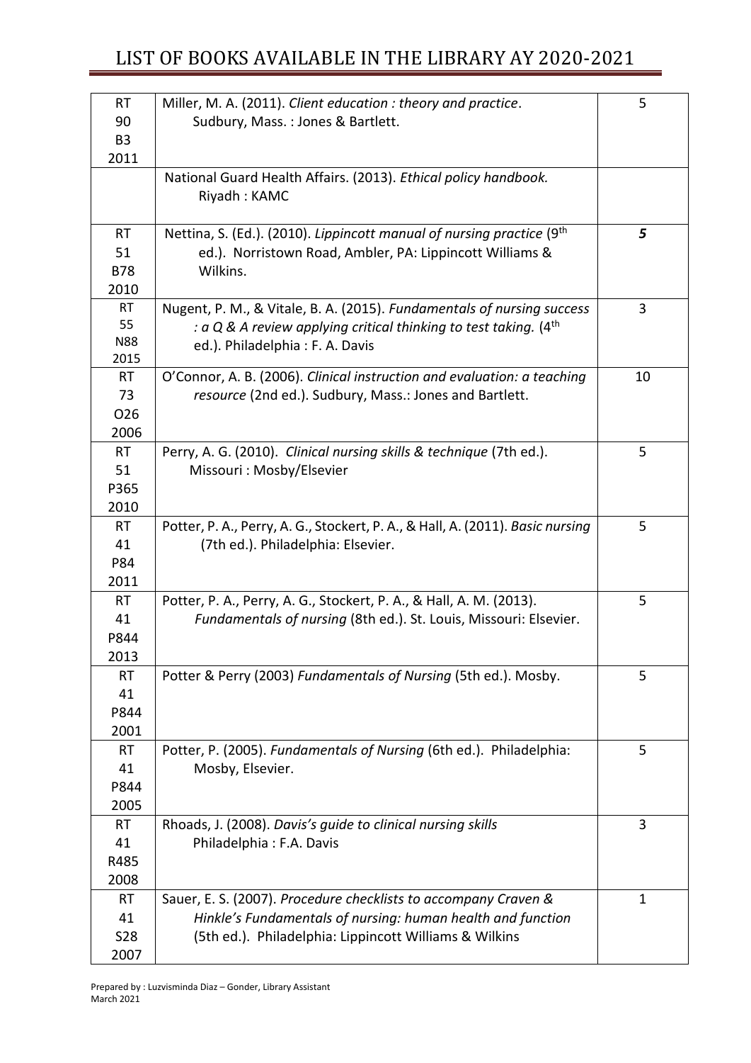# LIST OF BOOKS AVAILABLE IN THE LIBRARY AY 2020-2021

| | | |
|---|---|---|
| RT 90 B3 2011 | Miller, M. A. (2011). *Client education : theory and practice*. Sudbury, Mass. : Jones & Bartlett. | 5 |
| | National Guard Health Affairs. (2013). *Ethical policy handbook.* Riyadh : KAMC | |
| RT 51 B78 2010 | Nettina, S. (Ed.). (2010). *Lippincott manual of nursing practice* (9th ed.). Norristown Road, Ambler, PA: Lippincott Williams & Wilkins. | ***5*** |
| RT 55 N88 2015 | Nugent, P. M., & Vitale, B. A. (2015). *Fundamentals of nursing success : a Q & A review applying critical thinking to test taking.* (4th ed.). Philadelphia : F. A. Davis | 3 |
| RT 73 O26 2006 | O'Connor, A. B. (2006). *Clinical instruction and evaluation: a teaching resource* (2nd ed.). Sudbury, Mass.: Jones and Bartlett. | 10 |
| RT 51 P365 2010 | Perry, A. G. (2010). *Clinical nursing skills & technique* (7th ed.). Missouri : Mosby/Elsevier | 5 |
| RT 41 P84 2011 | Potter, P. A., Perry, A. G., Stockert, P. A., & Hall, A. (2011). *Basic nursing* (7th ed.). Philadelphia: Elsevier. | 5 |
| RT 41 P844 2013 | Potter, P. A., Perry, A. G., Stockert, P. A., & Hall, A. M. (2013). *Fundamentals of nursing* (8th ed.). St. Louis, Missouri: Elsevier. | 5 |
| RT 41 P844 2001 | Potter & Perry (2003) *Fundamentals of Nursing* (5th ed.). Mosby. | 5 |
| RT 41 P844 2005 | Potter, P. (2005). *Fundamentals of Nursing* (6th ed.). Philadelphia: Mosby, Elsevier. | 5 |
| RT 41 R485 2008 | Rhoads, J. (2008). *Davis's guide to clinical nursing skills* Philadelphia : F.A. Davis | 3 |
| RT 41 S28 2007 | Sauer, E. S. (2007). *Procedure checklists to accompany Craven & Hinkle's Fundamentals of nursing: human health and function* (5th ed.). Philadelphia: Lippincott Williams & Wilkins | 1 |

Prepared by : Luzvisminda Diaz – Gonder, Library Assistant
March 2021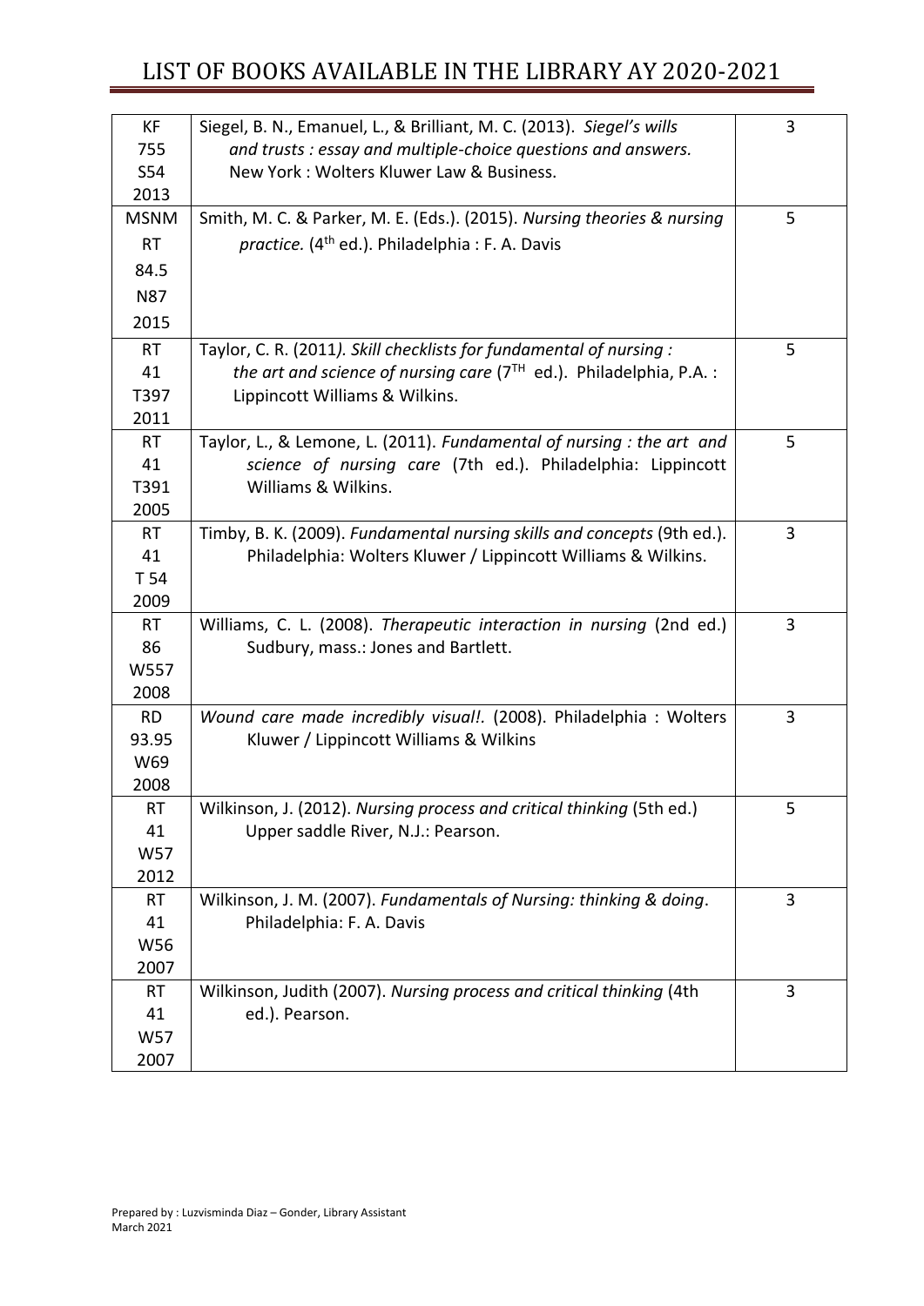| | | |
|---|---|---|
| KF 755 S54 2013 | Siegel, B. N., Emanuel, L., & Brilliant, M. C. (2013). *Siegel's wills and trusts : essay and multiple-choice questions and answers.* New York : Wolters Kluwer Law & Business. | 3 |
| MSNM RT 84.5 N87 2015 | Smith, M. C. & Parker, M. E. (Eds.). (2015). *Nursing theories & nursing practice.* (4th ed.). Philadelphia : F. A. Davis | 5 |
| RT 41 T397 2011 | Taylor, C. R. (2011*). Skill checklists for fundamental of nursing : the art and science of nursing care* (7TH ed.). Philadelphia, P.A. : Lippincott Williams & Wilkins. | 5 |
| RT 41 T391 2005 | Taylor, L., & Lemone, L. (2011). *Fundamental of nursing : the art and science of nursing care* (7th ed.). Philadelphia: Lippincott Williams & Wilkins. | 5 |
| RT 41 T 54 2009 | Timby, B. K. (2009). *Fundamental nursing skills and concepts* (9th ed.). Philadelphia: Wolters Kluwer / Lippincott Williams & Wilkins. | 3 |
| RT 86 W557 2008 | Williams, C. L. (2008). *Therapeutic interaction in nursing* (2nd ed.) Sudbury, mass.: Jones and Bartlett. | 3 |
| RD 93.95 W69 2008 | *Wound care made incredibly visual!.* (2008). Philadelphia : Wolters Kluwer / Lippincott Williams & Wilkins | 3 |
| RT 41 W57 2012 | Wilkinson, J. (2012). *Nursing process and critical thinking* (5th ed.) Upper saddle River, N.J.: Pearson. | 5 |
| RT 41 W56 2007 | Wilkinson, J. M. (2007). *Fundamentals of Nursing: thinking & doing*. Philadelphia: F. A. Davis | 3 |
| RT 41 W57 2007 | Wilkinson, Judith (2007). *Nursing process and critical thinking* (4th ed.). Pearson. | 3 |

Prepared by : Luzvisminda Diaz – Gonder, Library Assistant
March 2021